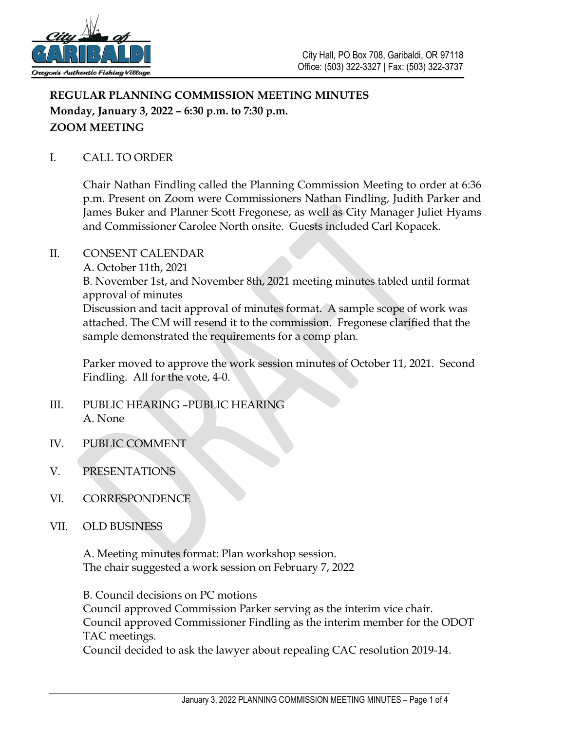City Hall, PO Box 708, Garibaldi, OR 97118
Office: (503) 322-3327 | Fax: (503) 322-3737

# REGULAR PLANNING COMMISSION MEETING MINUTES
**Monday, January 3, 2022 – 6:30 p.m. to 7:30 p.m.**
**ZOOM MEETING**

I. CALL TO ORDER

Chair Nathan Findling called the Planning Commission Meeting to order at 6:36 p.m. Present on Zoom were Commissioners Nathan Findling, Judith Parker and James Buker and Planner Scott Fregonese, as well as City Manager Juliet Hyams and Commissioner Carolee North onsite. Guests included Carl Kopacek.

II. CONSENT CALENDAR

A. October 11th, 2021

B. November 1st, and November 8th, 2021 meeting minutes tabled until format approval of minutes

Discussion and tacit approval of minutes format. A sample scope of work was attached. The CM will resend it to the commission. Fregonese clarified that the sample demonstrated the requirements for a comp plan.

Parker moved to approve the work session minutes of October 11, 2021. Second Findling. All for the vote, 4-0.

III. PUBLIC HEARING –PUBLIC HEARING

A. None

IV. PUBLIC COMMENT

V. PRESENTATIONS

VI. CORRESPONDENCE

VII. OLD BUSINESS

A. Meeting minutes format: Plan workshop session.
The chair suggested a work session on February 7, 2022

B. Council decisions on PC motions
Council approved Commission Parker serving as the interim vice chair.
Council approved Commissioner Findling as the interim member for the ODOT TAC meetings.
Council decided to ask the lawyer about repealing CAC resolution 2019-14.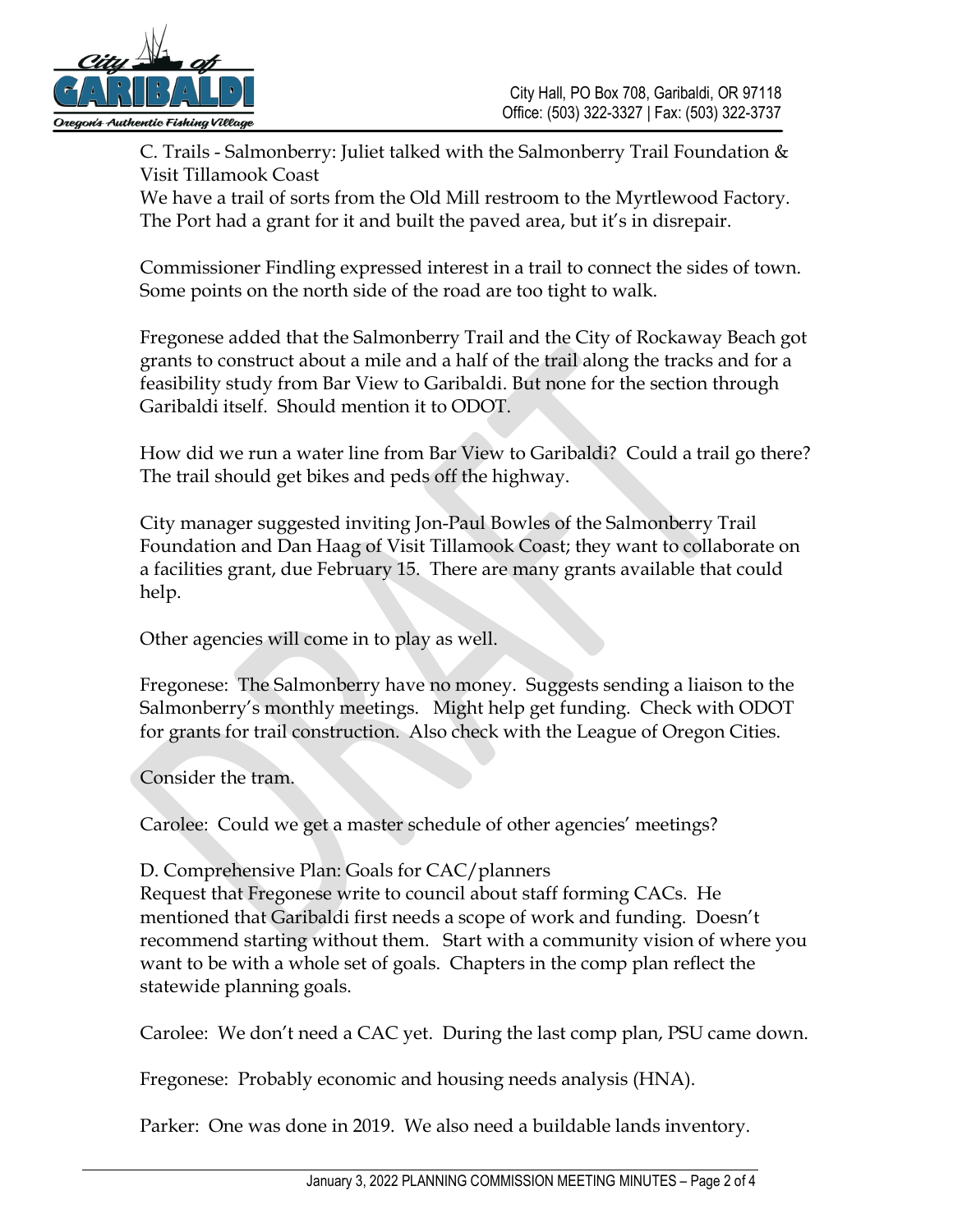C. Trails - Salmonberry: Juliet talked with the Salmonberry Trail Foundation & Visit Tillamook Coast

We have a trail of sorts from the Old Mill restroom to the Myrtlewood Factory. The Port had a grant for it and built the paved area, but it's in disrepair.

Commissioner Findling expressed interest in a trail to connect the sides of town. Some points on the north side of the road are too tight to walk.

Fregonese added that the Salmonberry Trail and the City of Rockaway Beach got grants to construct about a mile and a half of the trail along the tracks and for a feasibility study from Bar View to Garibaldi. But none for the section through Garibaldi itself. Should mention it to ODOT.

How did we run a water line from Bar View to Garibaldi? Could a trail go there? The trail should get bikes and peds off the highway.

City manager suggested inviting Jon-Paul Bowles of the Salmonberry Trail Foundation and Dan Haag of Visit Tillamook Coast; they want to collaborate on a facilities grant, due February 15. There are many grants available that could help.

Other agencies will come in to play as well.

Fregonese: The Salmonberry have no money. Suggests sending a liaison to the Salmonberry's monthly meetings. Might help get funding. Check with ODOT for grants for trail construction. Also check with the League of Oregon Cities.

Consider the tram.

Carolee: Could we get a master schedule of other agencies' meetings?

D. Comprehensive Plan: Goals for CAC/planners

Request that Fregonese write to council about staff forming CACs. He mentioned that Garibaldi first needs a scope of work and funding. Doesn't recommend starting without them. Start with a community vision of where you want to be with a whole set of goals. Chapters in the comp plan reflect the statewide planning goals.

Carolee: We don't need a CAC yet. During the last comp plan, PSU came down.

Fregonese: Probably economic and housing needs analysis (HNA).

Parker: One was done in 2019. We also need a buildable lands inventory.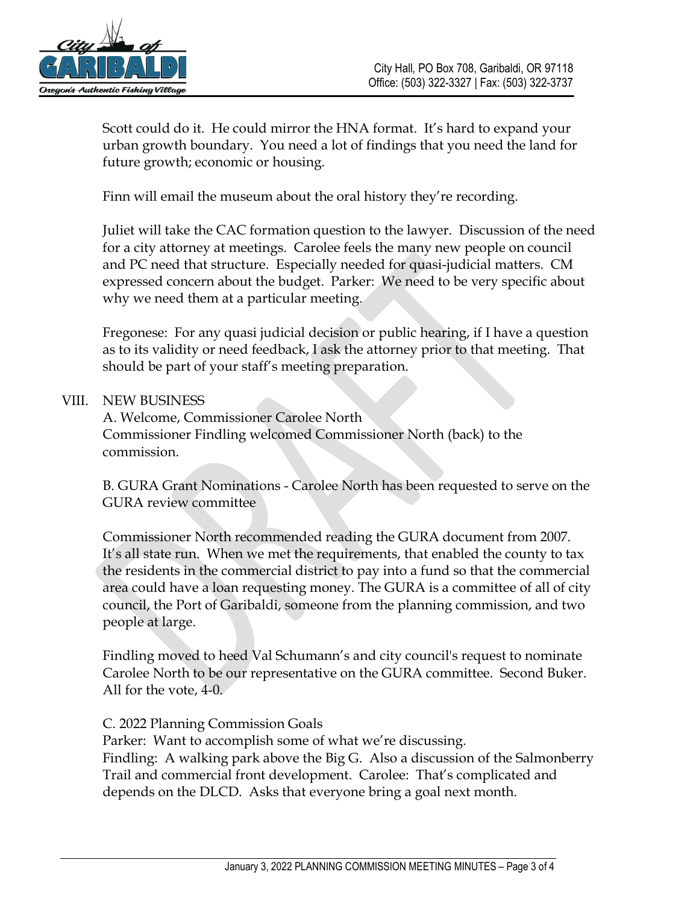Scott could do it. He could mirror the HNA format. It's hard to expand your urban growth boundary. You need a lot of findings that you need the land for future growth; economic or housing.

Finn will email the museum about the oral history they're recording.

Juliet will take the CAC formation question to the lawyer. Discussion of the need for a city attorney at meetings. Carolee feels the many new people on council and PC need that structure. Especially needed for quasi-judicial matters. CM expressed concern about the budget. Parker: We need to be very specific about why we need them at a particular meeting.

Fregonese: For any quasi judicial decision or public hearing, if I have a question as to its validity or need feedback, I ask the attorney prior to that meeting. That should be part of your staff's meeting preparation.

VIII. NEW BUSINESS

A. Welcome, Commissioner Carolee North
Commissioner Findling welcomed Commissioner North (back) to the commission.

B. GURA Grant Nominations - Carolee North has been requested to serve on the GURA review committee

Commissioner North recommended reading the GURA document from 2007. It's all state run. When we met the requirements, that enabled the county to tax the residents in the commercial district to pay into a fund so that the commercial area could have a loan requesting money. The GURA is a committee of all of city council, the Port of Garibaldi, someone from the planning commission, and two people at large.

Findling moved to heed Val Schumann's and city council's request to nominate Carolee North to be our representative on the GURA committee. Second Buker. All for the vote, 4-0.

C. 2022 Planning Commission Goals
Parker: Want to accomplish some of what we're discussing.
Findling: A walking park above the Big G. Also a discussion of the Salmonberry Trail and commercial front development. Carolee: That's complicated and depends on the DLCD. Asks that everyone bring a goal next month.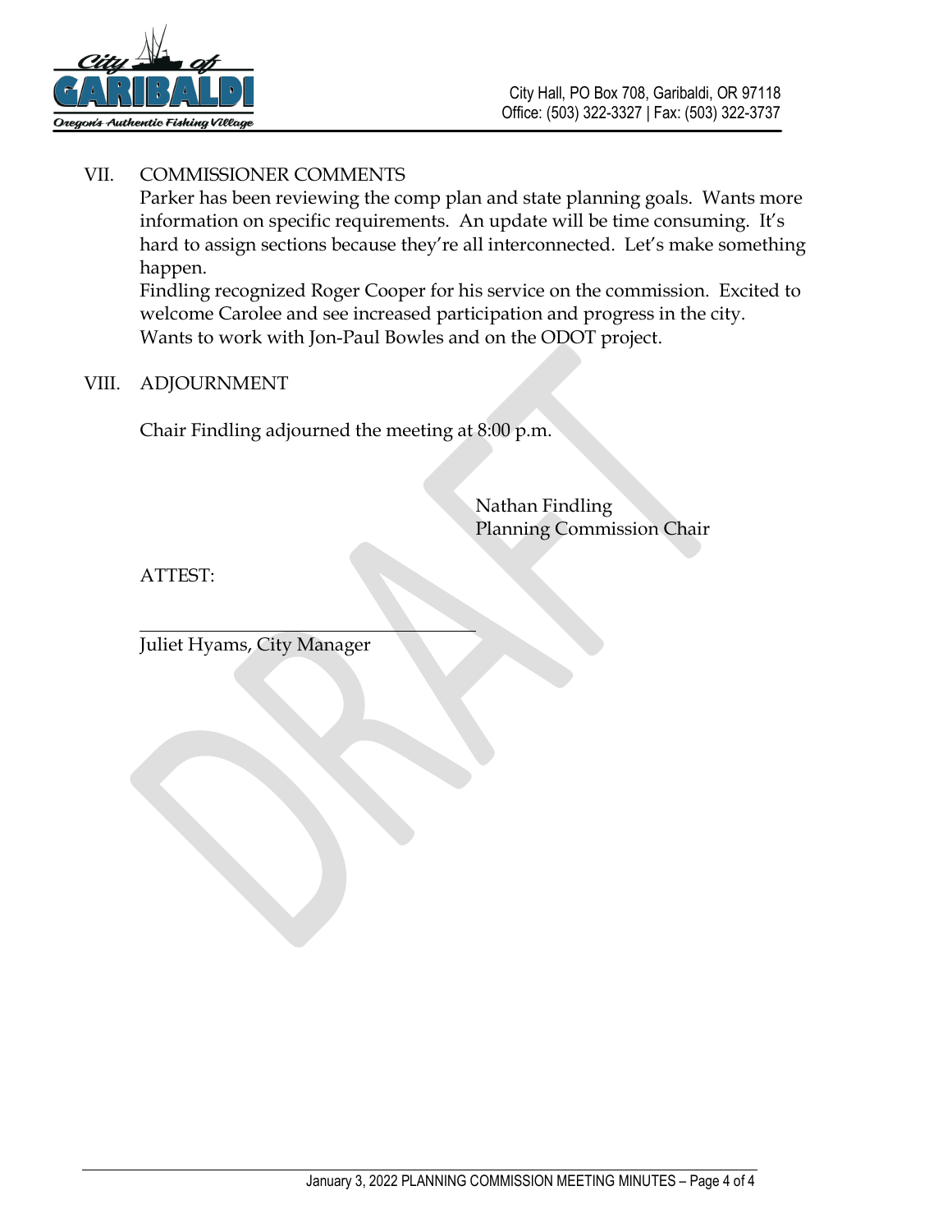VII. COMMISSIONER COMMENTS

Parker has been reviewing the comp plan and state planning goals. Wants more information on specific requirements. An update will be time consuming. It's hard to assign sections because they're all interconnected. Let's make something happen.

Findling recognized Roger Cooper for his service on the commission. Excited to welcome Carolee and see increased participation and progress in the city. Wants to work with Jon-Paul Bowles and on the ODOT project.

VIII. ADJOURNMENT

Chair Findling adjourned the meeting at 8:00 p.m.

Nathan Findling
Planning Commission Chair

ATTEST:

\_\_\_\_\_\_\_\_\_\_\_\_\_\_\_\_\_\_\_\_\_\_\_\_\_\_\_\_\_\_\_\_\_\_\_\_\_\_\_\_

Juliet Hyams, City Manager